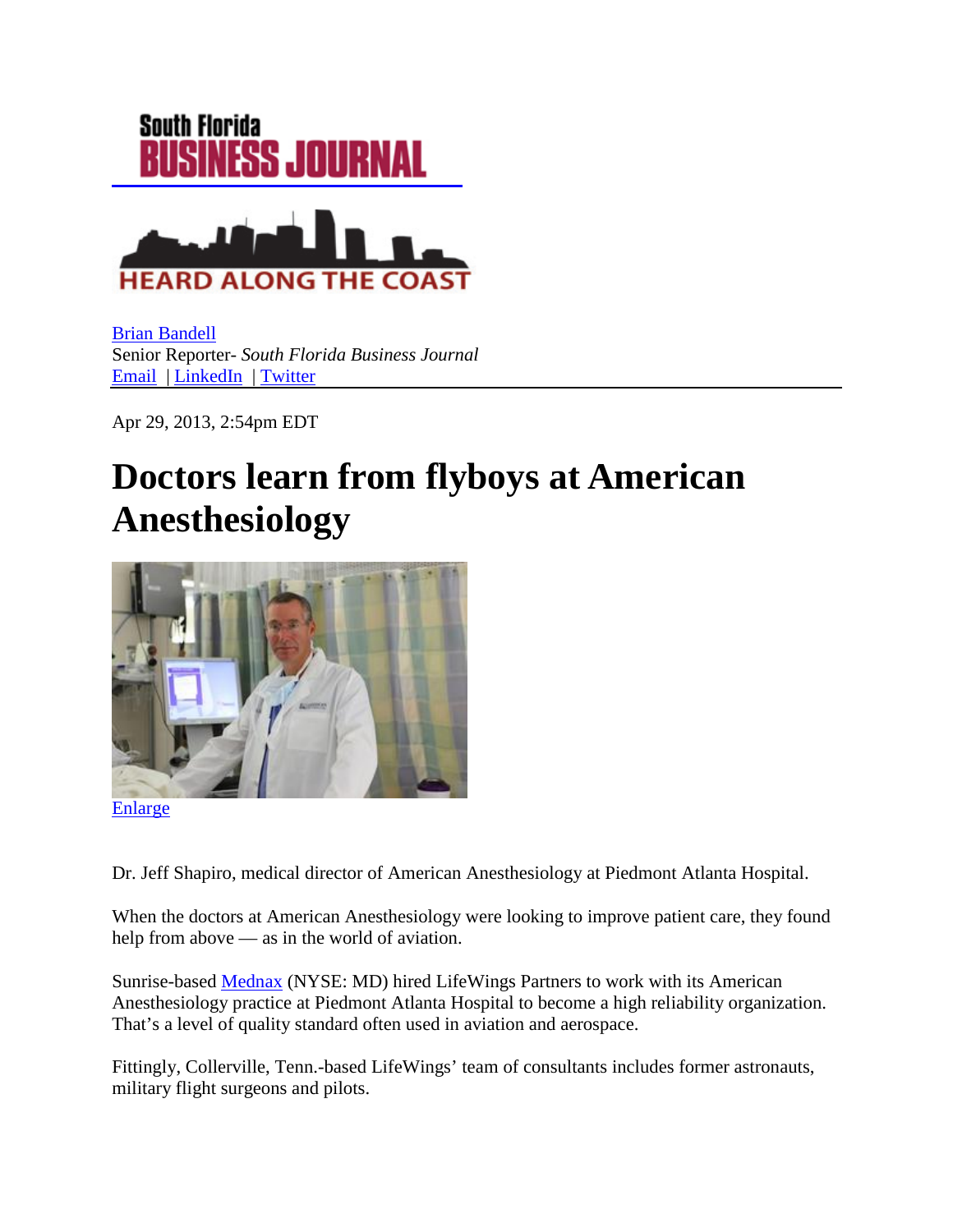South Florida
BUSINESS JOURNAL

HEARD ALONG THE COAST

Brian Bandell
Senior Reporter- *South Florida Business Journal*
Email | LinkedIn | Twitter

Apr 29, 2013, 2:54pm EDT

# Doctors learn from flyboys at American Anesthesiology

Enlarge

Dr. Jeff Shapiro, medical director of American Anesthesiology at Piedmont Atlanta Hospital.

When the doctors at American Anesthesiology were looking to improve patient care, they found help from above — as in the world of aviation.

Sunrise-based Mednax (NYSE: MD) hired LifeWings Partners to work with its American Anesthesiology practice at Piedmont Atlanta Hospital to become a high reliability organization. That's a level of quality standard often used in aviation and aerospace.

Fittingly, Collerville, Tenn.-based LifeWings' team of consultants includes former astronauts, military flight surgeons and pilots.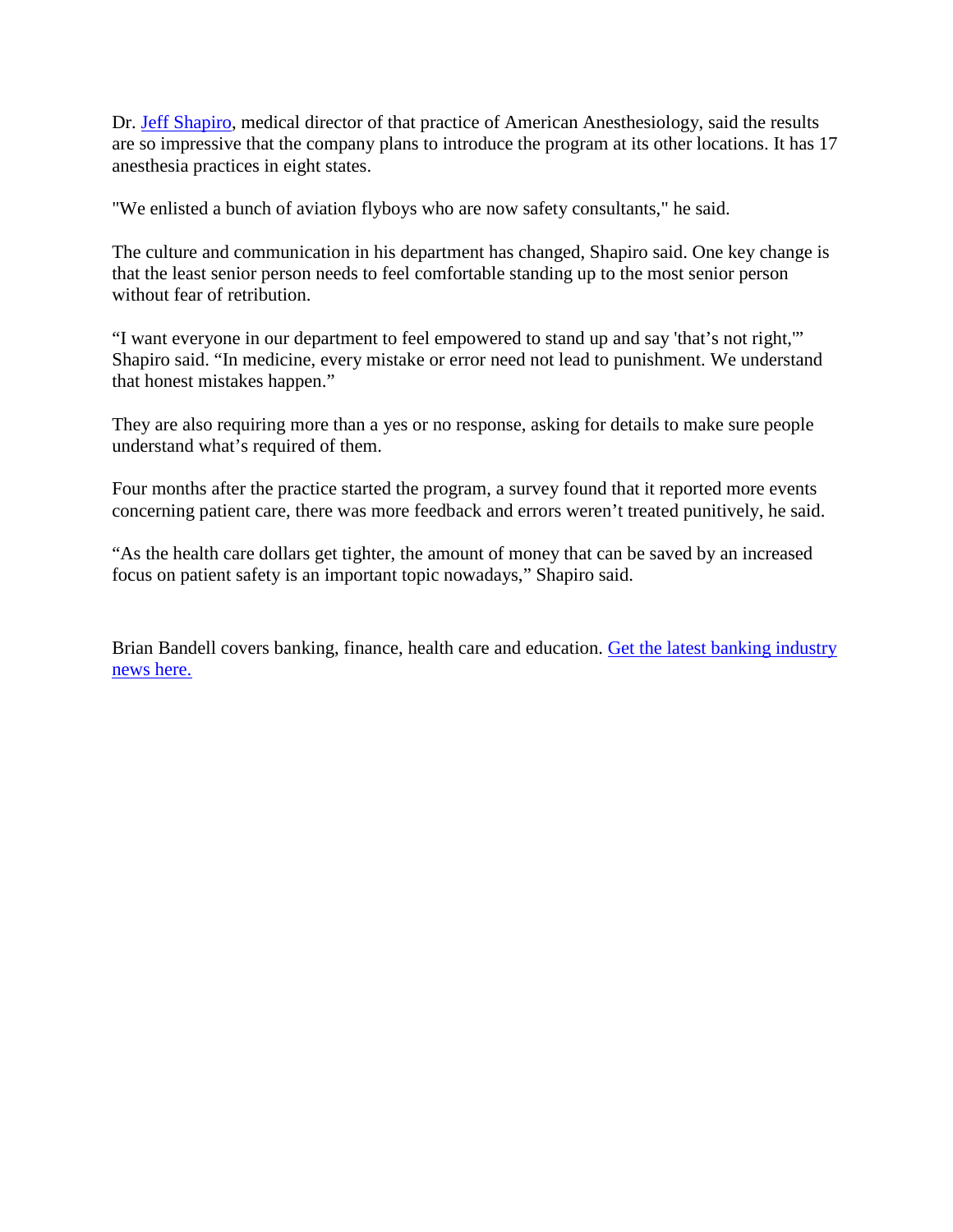Dr. [Jeff Shapiro](), medical director of that practice of American Anesthesiology, said the results are so impressive that the company plans to introduce the program at its other locations. It has 17 anesthesia practices in eight states.

"We enlisted a bunch of aviation flyboys who are now safety consultants," he said.

The culture and communication in his department has changed, Shapiro said. One key change is that the least senior person needs to feel comfortable standing up to the most senior person without fear of retribution.

"I want everyone in our department to feel empowered to stand up and say 'that's not right,'" Shapiro said. "In medicine, every mistake or error need not lead to punishment. We understand that honest mistakes happen."

They are also requiring more than a yes or no response, asking for details to make sure people understand what's required of them.

Four months after the practice started the program, a survey found that it reported more events concerning patient care, there was more feedback and errors weren't treated punitively, he said.

"As the health care dollars get tighter, the amount of money that can be saved by an increased focus on patient safety is an important topic nowadays," Shapiro said.

Brian Bandell covers banking, finance, health care and education. [Get the latest banking industry news here.]()